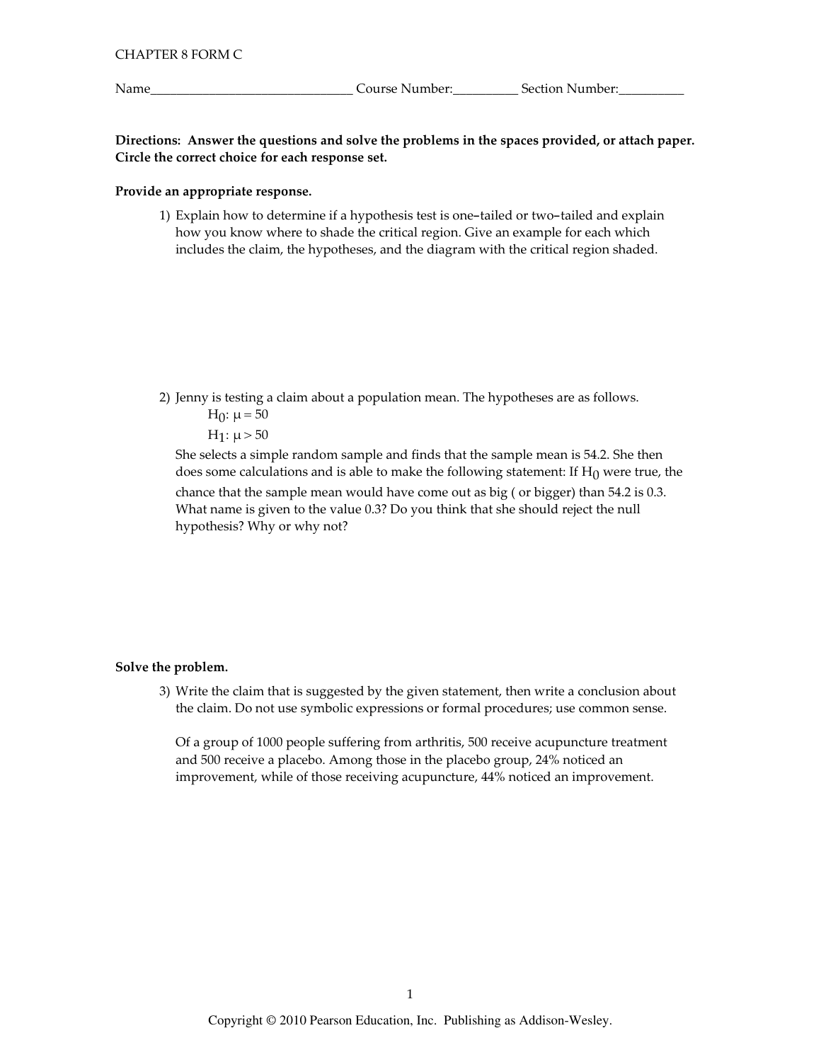CHAPTER 8 FORM C

Name_______________________________ Course Number:__________ Section Number:__________

**Directions: Answer the questions and solve the problems in the spaces provided, or attach paper. Circle the correct choice for each response set.**

**Provide an appropriate response.**

1) Explain how to determine if a hypothesis test is one–tailed or two–tailed and explain how you know where to shade the critical region. Give an example for each which includes the claim, the hypotheses, and the diagram with the critical region shaded.

2) Jenny is testing a claim about a population mean. The hypotheses are as follows.

   $H_0$: $\mu = 50$

   $H_1$: $\mu > 50$

   She selects a simple random sample and finds that the sample mean is 54.2. She then does some calculations and is able to make the following statement: If $H_0$ were true, the chance that the sample mean would have come out as big ( or bigger) than 54.2 is 0.3. What name is given to the value 0.3? Do you think that she should reject the null hypothesis? Why or why not?

**Solve the problem.**

3) Write the claim that is suggested by the given statement, then write a conclusion about the claim. Do not use symbolic expressions or formal procedures; use common sense.

   Of a group of 1000 people suffering from arthritis, 500 receive acupuncture treatment and 500 receive a placebo. Among those in the placebo group, 24% noticed an improvement, while of those receiving acupuncture, 44% noticed an improvement.

Copyright © 2010 Pearson Education, Inc. Publishing as Addison-Wesley.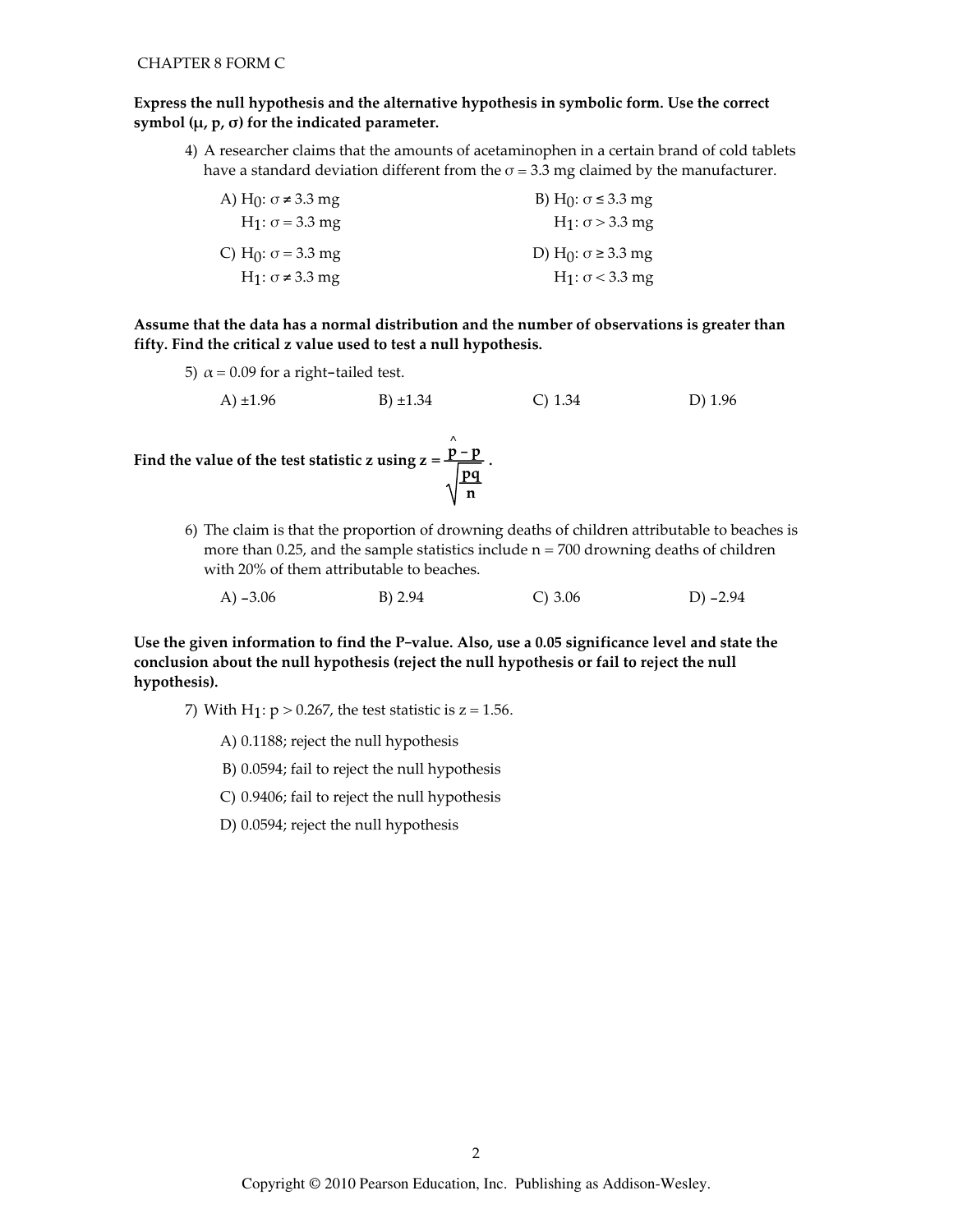CHAPTER 8 FORM C

**Express the null hypothesis and the alternative hypothesis in symbolic form. Use the correct symbol ($\mu$, p, $\sigma$) for the indicated parameter.**

4) A researcher claims that the amounts of acetaminophen in a certain brand of cold tablets have a standard deviation different from the $\sigma = 3.3$ mg claimed by the manufacturer.

A) $H_0$: $\sigma \neq 3.3$ mg
$H_1$: $\sigma = 3.3$ mg

B) $H_0$: $\sigma \leq 3.3$ mg
$H_1$: $\sigma > 3.3$ mg

C) $H_0$: $\sigma = 3.3$ mg
$H_1$: $\sigma \neq 3.3$ mg

D) $H_0$: $\sigma \geq 3.3$ mg
$H_1$: $\sigma < 3.3$ mg

**Assume that the data has a normal distribution and the number of observations is greater than fifty. Find the critical z value used to test a null hypothesis.**

5) $\alpha = 0.09$ for a right-tailed test.

A) $\pm 1.96$ B) $\pm 1.34$ C) 1.34 D) 1.96

**Find the value of the test statistic z using $z = \dfrac{\hat{p} - p}{\sqrt{\dfrac{pq}{n}}}$.**

6) The claim is that the proportion of drowning deaths of children attributable to beaches is more than 0.25, and the sample statistics include n = 700 drowning deaths of children with 20% of them attributable to beaches.

A) −3.06 B) 2.94 C) 3.06 D) −2.94

**Use the given information to find the P-value. Also, use a 0.05 significance level and state the conclusion about the null hypothesis (reject the null hypothesis or fail to reject the null hypothesis).**

7) With $H_1$: $p > 0.267$, the test statistic is $z = 1.56$.

A) 0.1188; reject the null hypothesis

B) 0.0594; fail to reject the null hypothesis

C) 0.9406; fail to reject the null hypothesis

D) 0.0594; reject the null hypothesis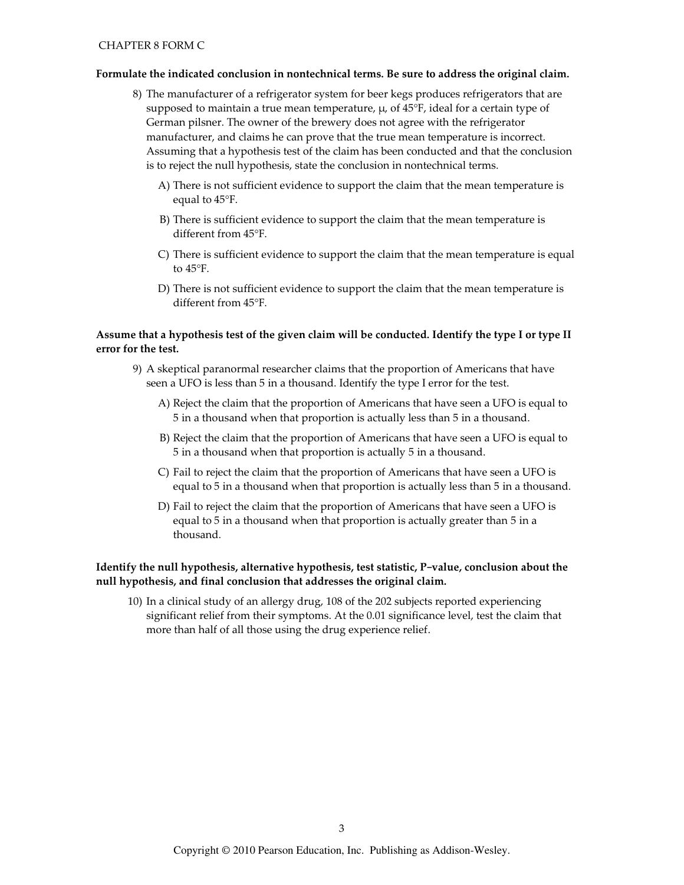**Formulate the indicated conclusion in nontechnical terms. Be sure to address the original claim.**

8) The manufacturer of a refrigerator system for beer kegs produces refrigerators that are supposed to maintain a true mean temperature, $\mu$, of 45°F, ideal for a certain type of German pilsner. The owner of the brewery does not agree with the refrigerator manufacturer, and claims he can prove that the true mean temperature is incorrect. Assuming that a hypothesis test of the claim has been conducted and that the conclusion is to reject the null hypothesis, state the conclusion in nontechnical terms.

   A) There is not sufficient evidence to support the claim that the mean temperature is equal to 45°F.

   B) There is sufficient evidence to support the claim that the mean temperature is different from 45°F.

   C) There is sufficient evidence to support the claim that the mean temperature is equal to 45°F.

   D) There is not sufficient evidence to support the claim that the mean temperature is different from 45°F.

**Assume that a hypothesis test of the given claim will be conducted. Identify the type I or type II error for the test.**

9) A skeptical paranormal researcher claims that the proportion of Americans that have seen a UFO is less than 5 in a thousand. Identify the type I error for the test.

   A) Reject the claim that the proportion of Americans that have seen a UFO is equal to 5 in a thousand when that proportion is actually less than 5 in a thousand.

   B) Reject the claim that the proportion of Americans that have seen a UFO is equal to 5 in a thousand when that proportion is actually 5 in a thousand.

   C) Fail to reject the claim that the proportion of Americans that have seen a UFO is equal to 5 in a thousand when that proportion is actually less than 5 in a thousand.

   D) Fail to reject the claim that the proportion of Americans that have seen a UFO is equal to 5 in a thousand when that proportion is actually greater than 5 in a thousand.

**Identify the null hypothesis, alternative hypothesis, test statistic, P–value, conclusion about the null hypothesis, and final conclusion that addresses the original claim.**

10) In a clinical study of an allergy drug, 108 of the 202 subjects reported experiencing significant relief from their symptoms. At the 0.01 significance level, test the claim that more than half of all those using the drug experience relief.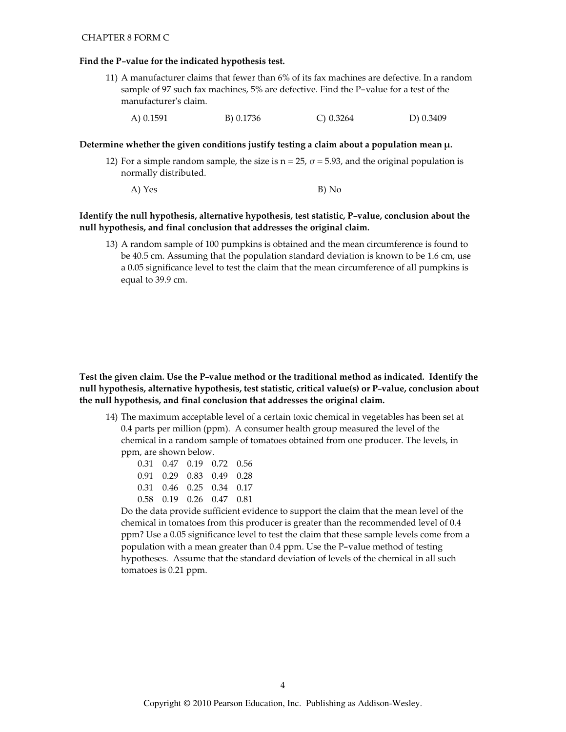**Find the P–value for the indicated hypothesis test.**

11) A manufacturer claims that fewer than 6% of its fax machines are defective. In a random sample of 97 such fax machines, 5% are defective. Find the P–value for a test of the manufacturer's claim.

A) 0.1591 B) 0.1736 C) 0.3264 D) 0.3409

**Determine whether the given conditions justify testing a claim about a population mean $\mu$.**

12) For a simple random sample, the size is $n = 25$, $\sigma = 5.93$, and the original population is normally distributed.

A) Yes B) No

**Identify the null hypothesis, alternative hypothesis, test statistic, P–value, conclusion about the null hypothesis, and final conclusion that addresses the original claim.**

13) A random sample of 100 pumpkins is obtained and the mean circumference is found to be 40.5 cm. Assuming that the population standard deviation is known to be 1.6 cm, use a 0.05 significance level to test the claim that the mean circumference of all pumpkins is equal to 39.9 cm.

**Test the given claim. Use the P–value method or the traditional method as indicated. Identify the null hypothesis, alternative hypothesis, test statistic, critical value(s) or P–value, conclusion about the null hypothesis, and final conclusion that addresses the original claim.**

14) The maximum acceptable level of a certain toxic chemical in vegetables has been set at 0.4 parts per million (ppm). A consumer health group measured the level of the chemical in a random sample of tomatoes obtained from one producer. The levels, in ppm, are shown below.

| | | | | |
|---|---|---|---|---|
| 0.31 | 0.47 | 0.19 | 0.72 | 0.56 |
| 0.91 | 0.29 | 0.83 | 0.49 | 0.28 |
| 0.31 | 0.46 | 0.25 | 0.34 | 0.17 |
| 0.58 | 0.19 | 0.26 | 0.47 | 0.81 |

Do the data provide sufficient evidence to support the claim that the mean level of the chemical in tomatoes from this producer is greater than the recommended level of 0.4 ppm? Use a 0.05 significance level to test the claim that these sample levels come from a population with a mean greater than 0.4 ppm. Use the P–value method of testing hypotheses. Assume that the standard deviation of levels of the chemical in all such tomatoes is 0.21 ppm.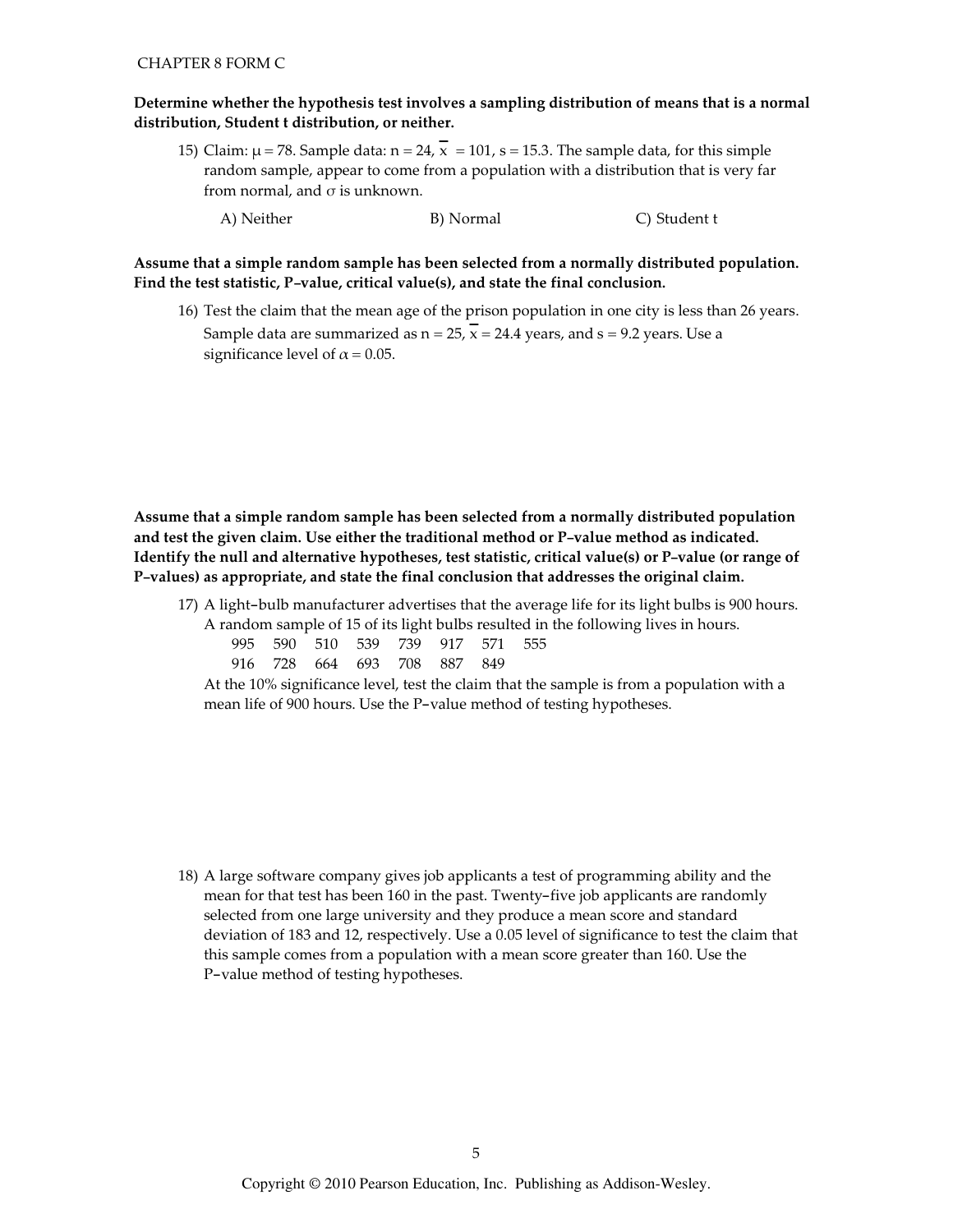CHAPTER 8 FORM C

**Determine whether the hypothesis test involves a sampling distribution of means that is a normal distribution, Student t distribution, or neither.**

15) Claim: $\mu = 78$. Sample data: $n = 24$, $\overline{x} = 101$, $s = 15.3$. The sample data, for this simple random sample, appear to come from a population with a distribution that is very far from normal, and $\sigma$ is unknown.

A) Neither  B) Normal  C) Student t

**Assume that a simple random sample has been selected from a normally distributed population. Find the test statistic, P–value, critical value(s), and state the final conclusion.**

16) Test the claim that the mean age of the prison population in one city is less than 26 years. Sample data are summarized as $n = 25$, $\overline{x} = 24.4$ years, and $s = 9.2$ years. Use a significance level of $\alpha = 0.05$.

**Assume that a simple random sample has been selected from a normally distributed population and test the given claim. Use either the traditional method or P–value method as indicated. Identify the null and alternative hypotheses, test statistic, critical value(s) or P–value (or range of P–values) as appropriate, and state the final conclusion that addresses the original claim.**

17) A light–bulb manufacturer advertises that the average life for its light bulbs is 900 hours. A random sample of 15 of its light bulbs resulted in the following lives in hours.

995 590 510 539 739 917 571 555
916 728 664 693 708 887 849

At the 10% significance level, test the claim that the sample is from a population with a mean life of 900 hours. Use the P–value method of testing hypotheses.

18) A large software company gives job applicants a test of programming ability and the mean for that test has been 160 in the past. Twenty–five job applicants are randomly selected from one large university and they produce a mean score and standard deviation of 183 and 12, respectively. Use a 0.05 level of significance to test the claim that this sample comes from a population with a mean score greater than 160. Use the P–value method of testing hypotheses.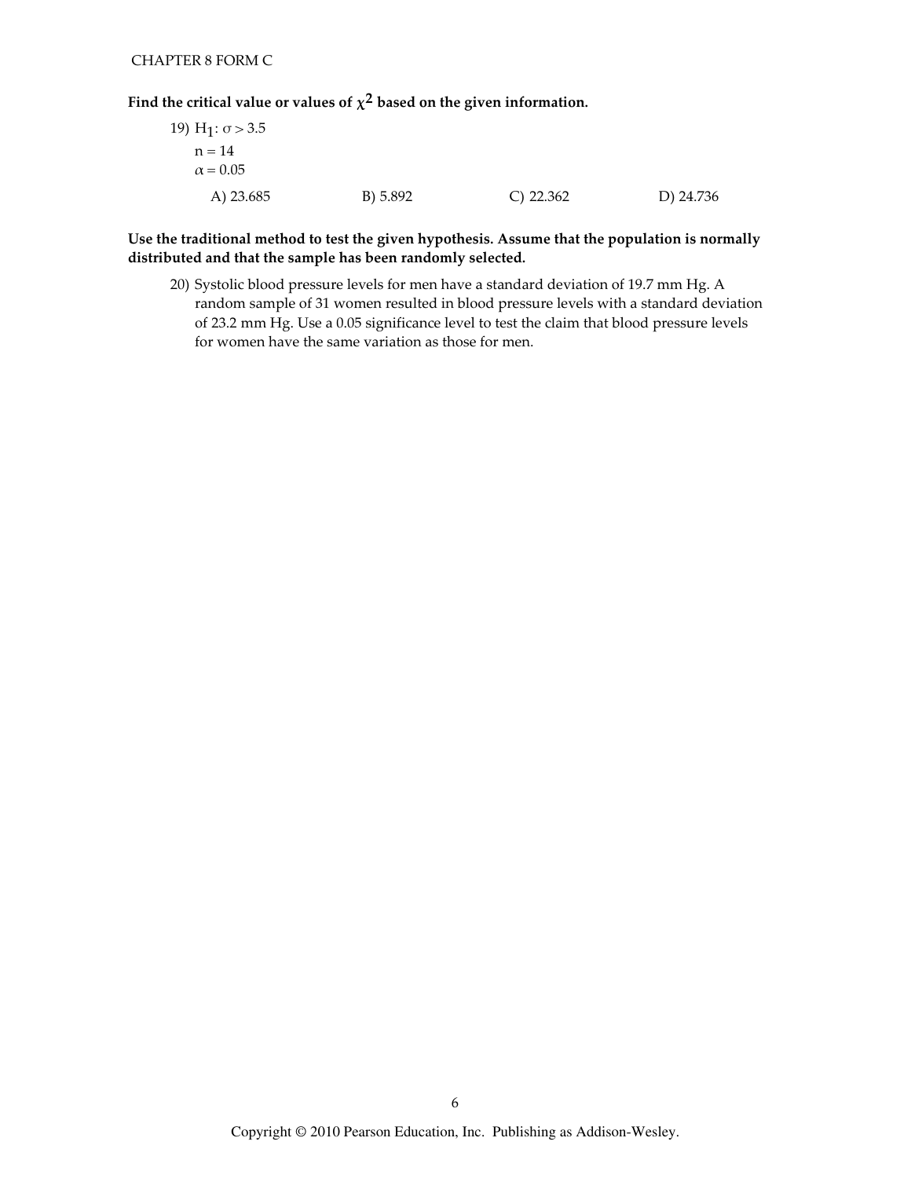**Find the critical value or values of $\chi^2$ based on the given information.**

19) $H_1$: $\sigma > 3.5$
$n = 14$
$\alpha = 0.05$

A) 23.685    B) 5.892    C) 22.362    D) 24.736

**Use the traditional method to test the given hypothesis. Assume that the population is normally distributed and that the sample has been randomly selected.**

20) Systolic blood pressure levels for men have a standard deviation of 19.7 mm Hg. A random sample of 31 women resulted in blood pressure levels with a standard deviation of 23.2 mm Hg. Use a 0.05 significance level to test the claim that blood pressure levels for women have the same variation as those for men.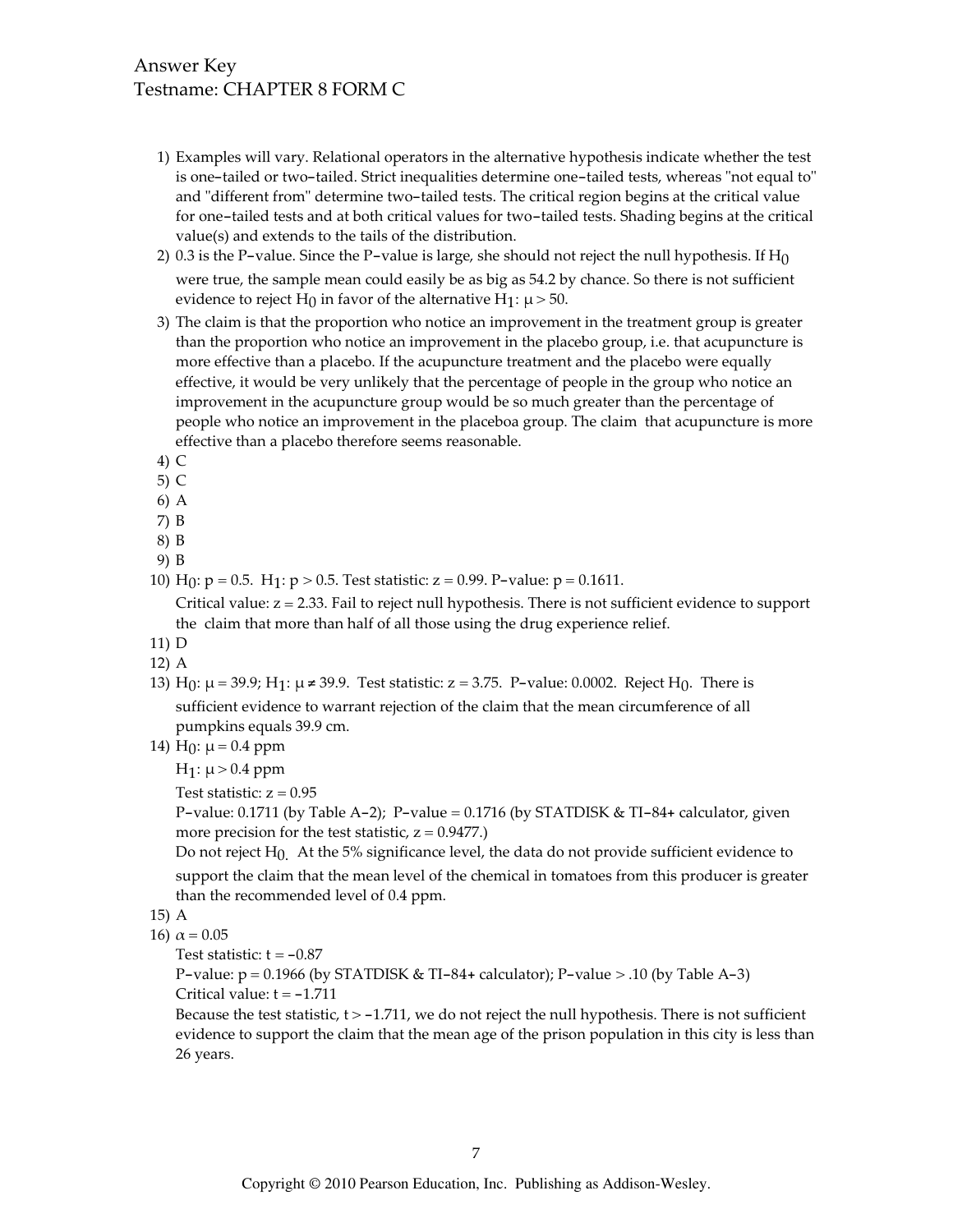Answer Key
Testname: CHAPTER 8 FORM C

1) Examples will vary. Relational operators in the alternative hypothesis indicate whether the test is one-tailed or two-tailed. Strict inequalities determine one-tailed tests, whereas "not equal to" and "different from" determine two-tailed tests. The critical region begins at the critical value for one-tailed tests and at both critical values for two-tailed tests. Shading begins at the critical value(s) and extends to the tails of the distribution.
2) 0.3 is the P-value. Since the P-value is large, she should not reject the null hypothesis. If $H_0$ were true, the sample mean could easily be as big as 54.2 by chance. So there is not sufficient evidence to reject $H_0$ in favor of the alternative $H_1$: $\mu > 50$.
3) The claim is that the proportion who notice an improvement in the treatment group is greater than the proportion who notice an improvement in the placebo group, i.e. that acupuncture is more effective than a placebo. If the acupuncture treatment and the placebo were equally effective, it would be very unlikely that the percentage of people in the group who notice an improvement in the acupuncture group would be so much greater than the percentage of people who notice an improvement in the placeboa group. The claim that acupuncture is more effective than a placebo therefore seems reasonable.
4) C
5) C
6) A
7) B
8) B
9) B
10) $H_0$: $p = 0.5$. $H_1$: $p > 0.5$. Test statistic: $z = 0.99$. P-value: $p = 0.1611$.
    Critical value: $z = 2.33$. Fail to reject null hypothesis. There is not sufficient evidence to support the claim that more than half of all those using the drug experience relief.
11) D
12) A
13) $H_0$: $\mu = 39.9$; $H_1$: $\mu \neq 39.9$. Test statistic: $z = 3.75$. P-value: 0.0002. Reject $H_0$. There is sufficient evidence to warrant rejection of the claim that the mean circumference of all pumpkins equals 39.9 cm.
14) $H_0$: $\mu = 0.4$ ppm
    $H_1$: $\mu > 0.4$ ppm
    Test statistic: $z = 0.95$
    P-value: 0.1711 (by Table A-2); P-value = 0.1716 (by STATDISK & TI-84+ calculator, given more precision for the test statistic, $z = 0.9477$.)
    Do not reject $H_0$. At the 5% significance level, the data do not provide sufficient evidence to support the claim that the mean level of the chemical in tomatoes from this producer is greater than the recommended level of 0.4 ppm.
15) A
16) $\alpha = 0.05$
    Test statistic: $t = -0.87$
    P-value: $p = 0.1966$ (by STATDISK & TI-84+ calculator); P-value $> .10$ (by Table A-3)
    Critical value: $t = -1.711$
    Because the test statistic, $t > -1.711$, we do not reject the null hypothesis. There is not sufficient evidence to support the claim that the mean age of the prison population in this city is less than 26 years.

Copyright © 2010 Pearson Education, Inc. Publishing as Addison-Wesley.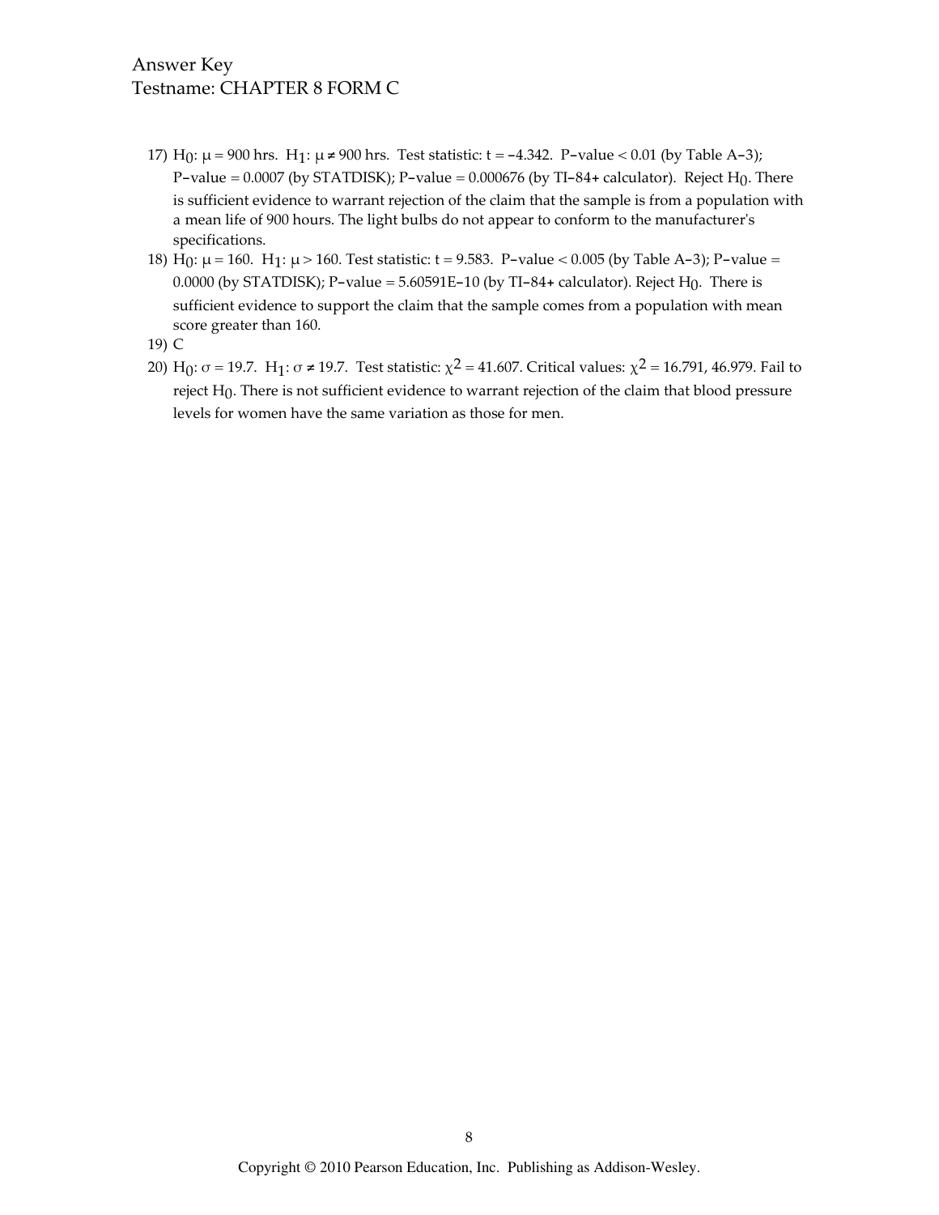17) $H_0$: $\mu = 900$ hrs. $H_1$: $\mu \neq 900$ hrs. Test statistic: $t = -4.342$. P–value < 0.01 (by Table A–3); P–value = 0.0007 (by STATDISK); P–value = 0.000676 (by TI–84+ calculator). Reject $H_0$. There is sufficient evidence to warrant rejection of the claim that the sample is from a population with a mean life of 900 hours. The light bulbs do not appear to conform to the manufacturer's specifications.

18) $H_0$: $\mu = 160$. $H_1$: $\mu > 160$. Test statistic: $t = 9.583$. P–value < 0.005 (by Table A–3); P–value = 0.0000 (by STATDISK); P–value = 5.60591E–10 (by TI–84+ calculator). Reject $H_0$. There is sufficient evidence to support the claim that the sample comes from a population with mean score greater than 160.

19) C

20) $H_0$: $\sigma = 19.7$. $H_1$: $\sigma \neq 19.7$. Test statistic: $\chi^2 = 41.607$. Critical values: $\chi^2 = 16.791, 46.979$. Fail to reject $H_0$. There is not sufficient evidence to warrant rejection of the claim that blood pressure levels for women have the same variation as those for men.